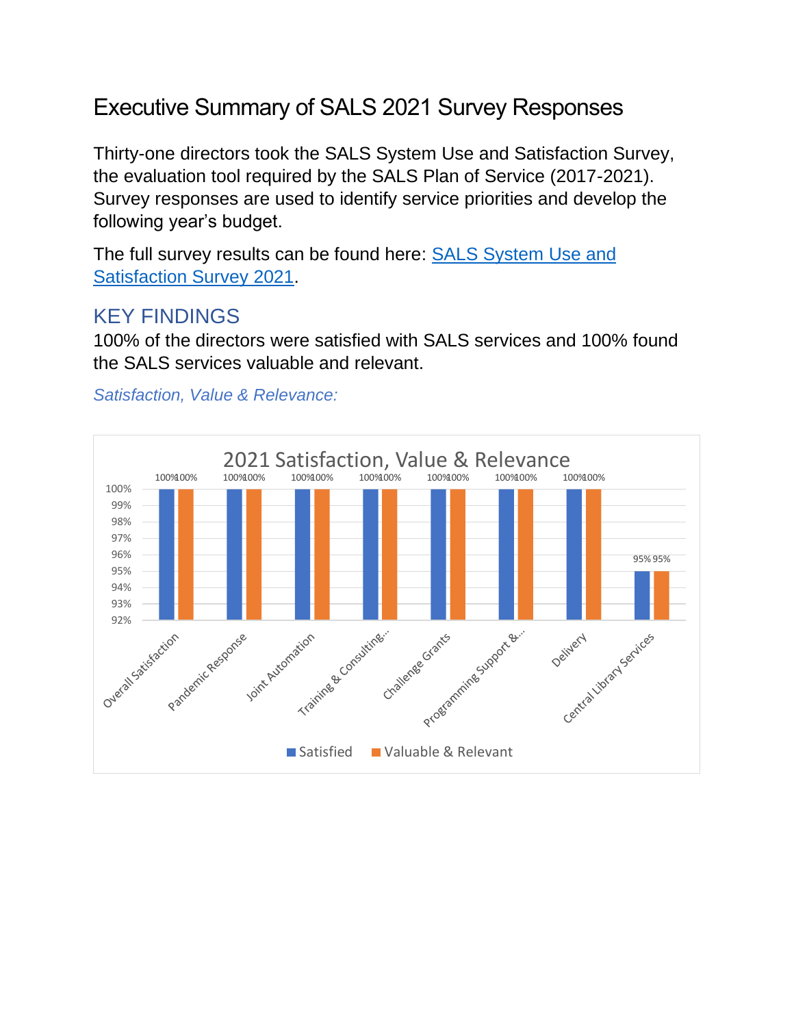# Executive Summary of SALS 2021 Survey Responses

Thirty-one directors took the SALS System Use and Satisfaction Survey, the evaluation tool required by the SALS Plan of Service (2017-2021). Survey responses are used to identify service priorities and develop the following year's budget.

The full survey results can be found here: [SALS System Use and Satisfaction Survey 2021](#).

## KEY FINDINGS

100% of the directors were satisfied with SALS services and 100% found the SALS services valuable and relevant.

*Satisfaction, Value & Relevance:*

**2021 Satisfaction, Value & Relevance**

| | Satisfied | Valuable & Relevant |
|---|---|---|
| Overall Satisfaction | 100% | 100% |
| Pandemic Response | 100% | 100% |
| Joint Automation | 100% | 100% |
| Training & Consulting... | 100% | 100% |
| Challenge Grants | 100% | 100% |
| Programming Support &... | 100% | 100% |
| Delivery | 100% | 100% |
| Central Library Services | 95% | 95% |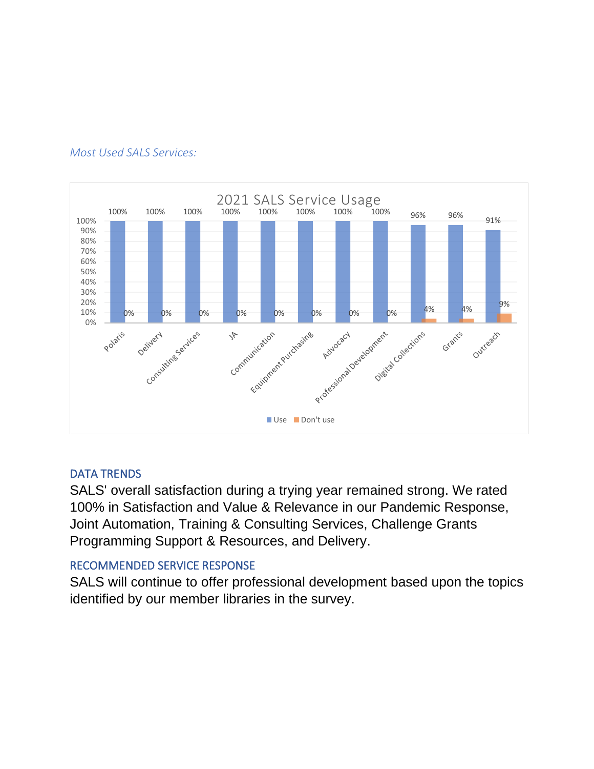*Most Used SALS Services:*

2021 SALS Service Usage

100%
90%
80%
70%
60%
50%
40%
30%
20%
10%
0%

Polaris 100% 0%
Delivery 100% 0%
Consulting Services 100% 0%
JA 100% 0%
Communication 100% 0%
Equipment Purchasing 100% 0%
Advocacy 100% 0%
Professional Development 100% 0%
Digital Collections 96% 4%
Grants 96% 4%
Outreach 91% 9%

Use
Don't use

## DATA TRENDS

SALS' overall satisfaction during a trying year remained strong. We rated 100% in Satisfaction and Value & Relevance in our Pandemic Response, Joint Automation, Training & Consulting Services, Challenge Grants Programming Support & Resources, and Delivery.

## RECOMMENDED SERVICE RESPONSE

SALS will continue to offer professional development based upon the topics identified by our member libraries in the survey.